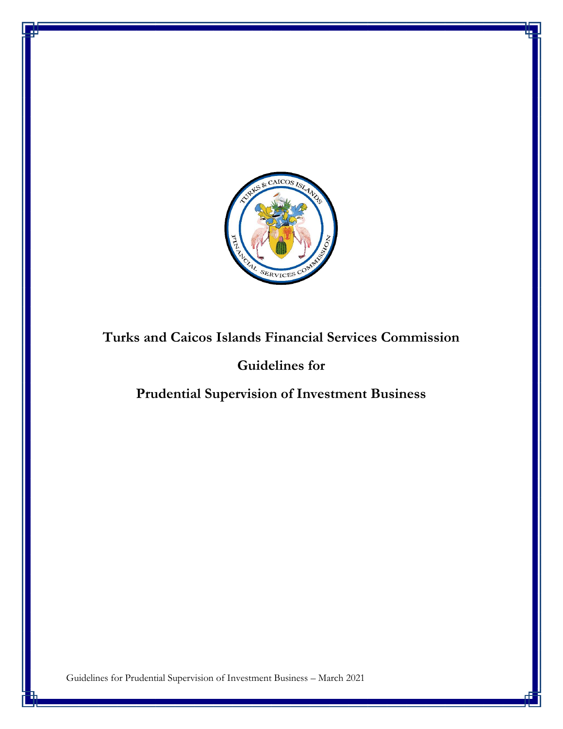# Turks and Caicos Islands Financial Services Commission

## Guidelines for

## Prudential Supervision of Investment Business

Guidelines for Prudential Supervision of Investment Business – March 2021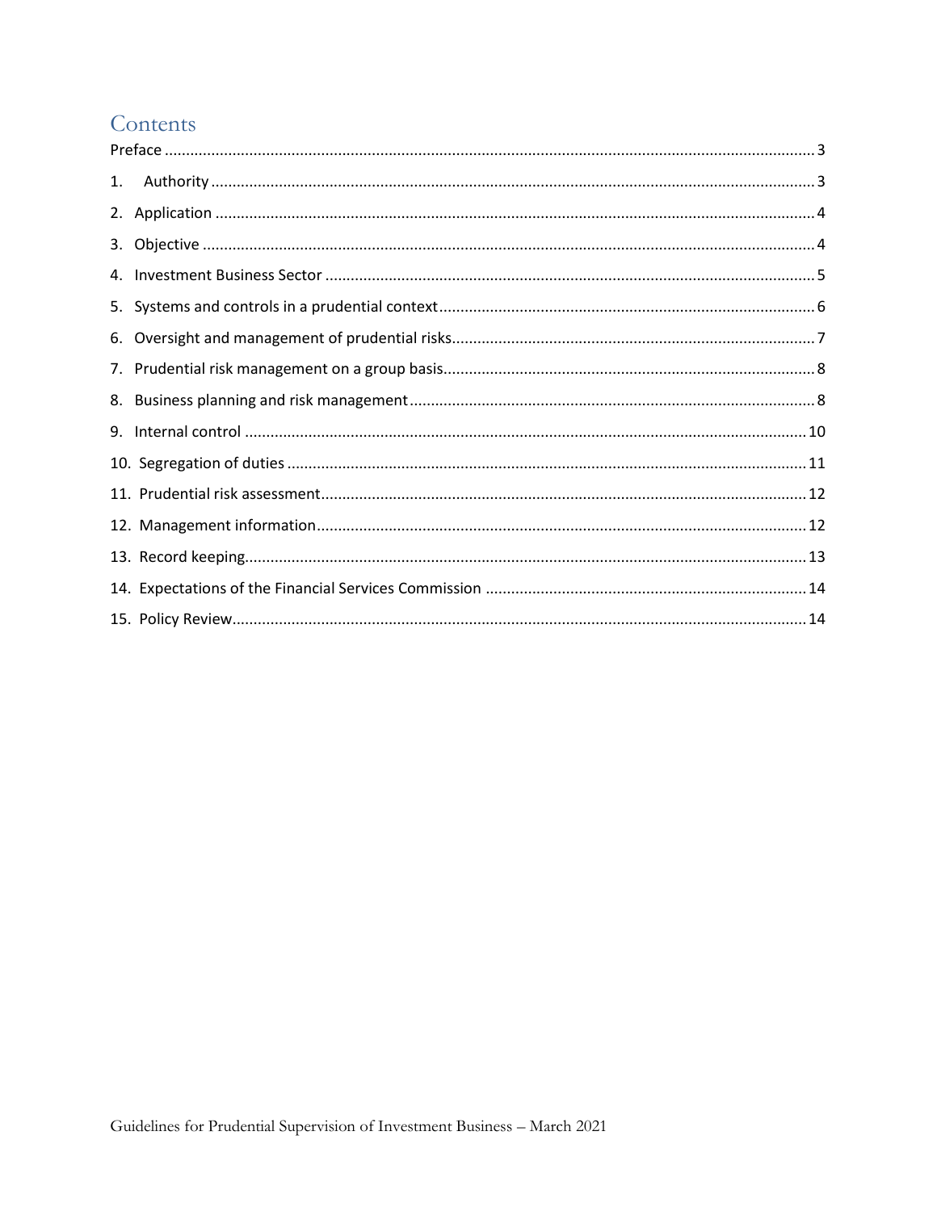# Contents

Preface ........................................................................................................................................... 3

1. Authority ................................................................................................................................. 3
2. Application ............................................................................................................................. 4
3. Objective ................................................................................................................................. 4
4. Investment Business Sector ................................................................................................... 5
5. Systems and controls in a prudential context ........................................................................ 6
6. Oversight and management of prudential risks ..................................................................... 7
7. Prudential risk management on a group basis ....................................................................... 8
8. Business planning and risk management ............................................................................... 8
9. Internal control ..................................................................................................................... 10
10. Segregation of duties .......................................................................................................... 11
11. Prudential risk assessment .................................................................................................. 12
12. Management information .................................................................................................... 12
13. Record keeping .................................................................................................................... 13
14. Expectations of the Financial Services Commission ........................................................... 14
15. Policy Review ...................................................................................................................... 14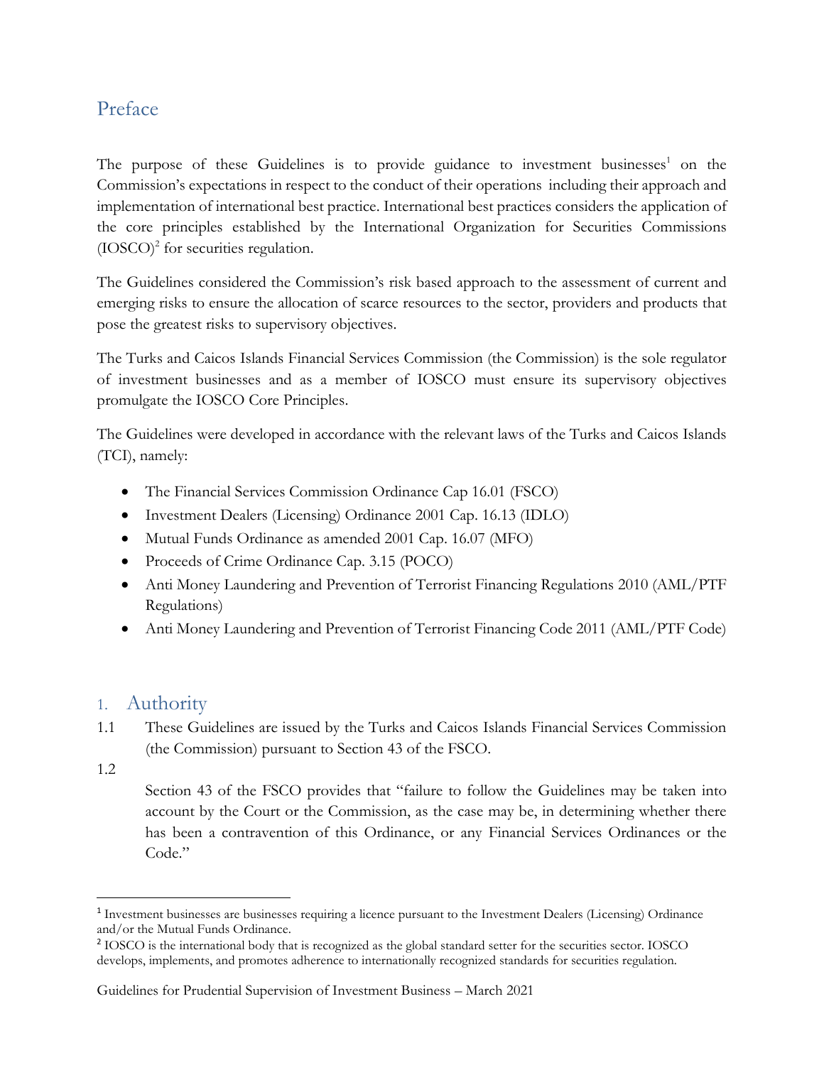## Preface

The purpose of these Guidelines is to provide guidance to investment businesses[1] on the Commission's expectations in respect to the conduct of their operations including their approach and implementation of international best practice. International best practices considers the application of the core principles established by the International Organization for Securities Commissions (IOSCO)[2] for securities regulation.

The Guidelines considered the Commission's risk based approach to the assessment of current and emerging risks to ensure the allocation of scarce resources to the sector, providers and products that pose the greatest risks to supervisory objectives.

The Turks and Caicos Islands Financial Services Commission (the Commission) is the sole regulator of investment businesses and as a member of IOSCO must ensure its supervisory objectives promulgate the IOSCO Core Principles.

The Guidelines were developed in accordance with the relevant laws of the Turks and Caicos Islands (TCI), namely:

- The Financial Services Commission Ordinance Cap 16.01 (FSCO)
- Investment Dealers (Licensing) Ordinance 2001 Cap. 16.13 (IDLO)
- Mutual Funds Ordinance as amended 2001 Cap. 16.07 (MFO)
- Proceeds of Crime Ordinance Cap. 3.15 (POCO)
- Anti Money Laundering and Prevention of Terrorist Financing Regulations 2010 (AML/PTF Regulations)
- Anti Money Laundering and Prevention of Terrorist Financing Code 2011 (AML/PTF Code)

## 1. Authority

1.1 These Guidelines are issued by the Turks and Caicos Islands Financial Services Commission (the Commission) pursuant to Section 43 of the FSCO.

1.2 Section 43 of the FSCO provides that "failure to follow the Guidelines may be taken into account by the Court or the Commission, as the case may be, in determining whether there has been a contravention of this Ordinance, or any Financial Services Ordinances or the Code."

---

[1] Investment businesses are businesses requiring a licence pursuant to the Investment Dealers (Licensing) Ordinance and/or the Mutual Funds Ordinance.

[2] IOSCO is the international body that is recognized as the global standard setter for the securities sector. IOSCO develops, implements, and promotes adherence to internationally recognized standards for securities regulation.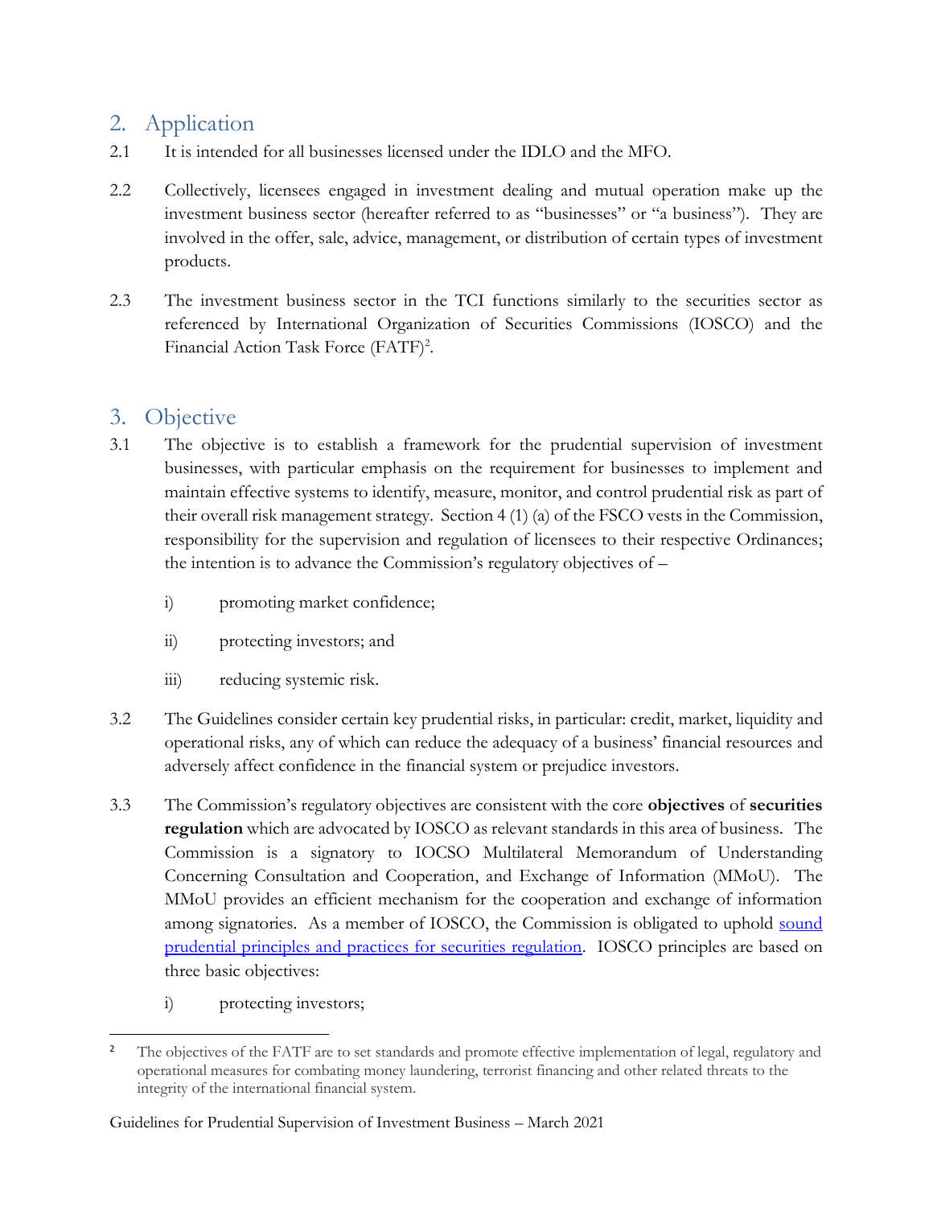## 2. Application

2.1 It is intended for all businesses licensed under the IDLO and the MFO.

2.2 Collectively, licensees engaged in investment dealing and mutual operation make up the investment business sector (hereafter referred to as "businesses" or "a business"). They are involved in the offer, sale, advice, management, or distribution of certain types of investment products.

2.3 The investment business sector in the TCI functions similarly to the securities sector as referenced by International Organization of Securities Commissions (IOSCO) and the Financial Action Task Force (FATF)[2].

## 3. Objective

3.1 The objective is to establish a framework for the prudential supervision of investment businesses, with particular emphasis on the requirement for businesses to implement and maintain effective systems to identify, measure, monitor, and control prudential risk as part of their overall risk management strategy. Section 4 (1) (a) of the FSCO vests in the Commission, responsibility for the supervision and regulation of licensees to their respective Ordinances; the intention is to advance the Commission's regulatory objectives of –

i) promoting market confidence;

ii) protecting investors; and

iii) reducing systemic risk.

3.2 The Guidelines consider certain key prudential risks, in particular: credit, market, liquidity and operational risks, any of which can reduce the adequacy of a business' financial resources and adversely affect confidence in the financial system or prejudice investors.

3.3 The Commission's regulatory objectives are consistent with the core **objectives** of **securities regulation** which are advocated by IOSCO as relevant standards in this area of business. The Commission is a signatory to IOCSO Multilateral Memorandum of Understanding Concerning Consultation and Cooperation, and Exchange of Information (MMoU). The MMoU provides an efficient mechanism for the cooperation and exchange of information among signatories. As a member of IOSCO, the Commission is obligated to uphold sound prudential principles and practices for securities regulation. IOSCO principles are based on three basic objectives:

i) protecting investors;

[2] The objectives of the FATF are to set standards and promote effective implementation of legal, regulatory and operational measures for combating money laundering, terrorist financing and other related threats to the integrity of the international financial system.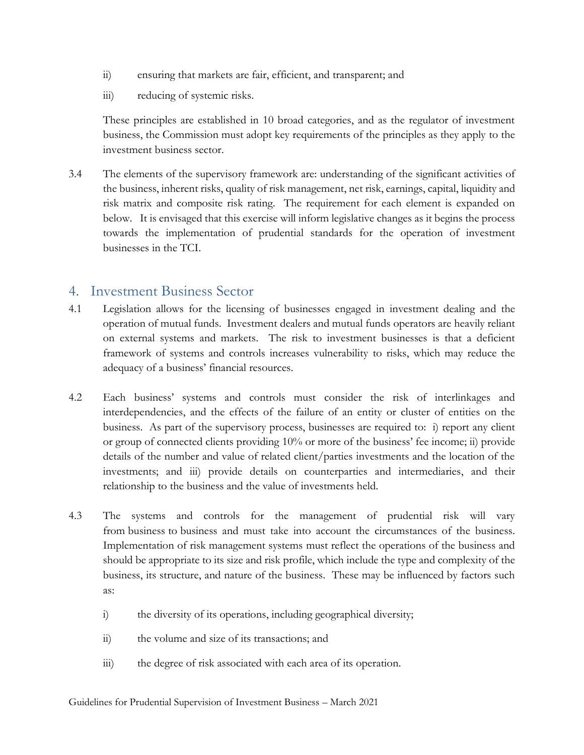ii) ensuring that markets are fair, efficient, and transparent; and

iii) reducing of systemic risks.

These principles are established in 10 broad categories, and as the regulator of investment business, the Commission must adopt key requirements of the principles as they apply to the investment business sector.

3.4 The elements of the supervisory framework are: understanding of the significant activities of the business, inherent risks, quality of risk management, net risk, earnings, capital, liquidity and risk matrix and composite risk rating. The requirement for each element is expanded on below. It is envisaged that this exercise will inform legislative changes as it begins the process towards the implementation of prudential standards for the operation of investment businesses in the TCI.

## 4. Investment Business Sector

4.1 Legislation allows for the licensing of businesses engaged in investment dealing and the operation of mutual funds. Investment dealers and mutual funds operators are heavily reliant on external systems and markets. The risk to investment businesses is that a deficient framework of systems and controls increases vulnerability to risks, which may reduce the adequacy of a business' financial resources.

4.2 Each business' systems and controls must consider the risk of interlinkages and interdependencies, and the effects of the failure of an entity or cluster of entities on the business. As part of the supervisory process, businesses are required to: i) report any client or group of connected clients providing 10% or more of the business' fee income; ii) provide details of the number and value of related client/parties investments and the location of the investments; and iii) provide details on counterparties and intermediaries, and their relationship to the business and the value of investments held.

4.3 The systems and controls for the management of prudential risk will vary from business to business and must take into account the circumstances of the business. Implementation of risk management systems must reflect the operations of the business and should be appropriate to its size and risk profile, which include the type and complexity of the business, its structure, and nature of the business. These may be influenced by factors such as:

i) the diversity of its operations, including geographical diversity;

ii) the volume and size of its transactions; and

iii) the degree of risk associated with each area of its operation.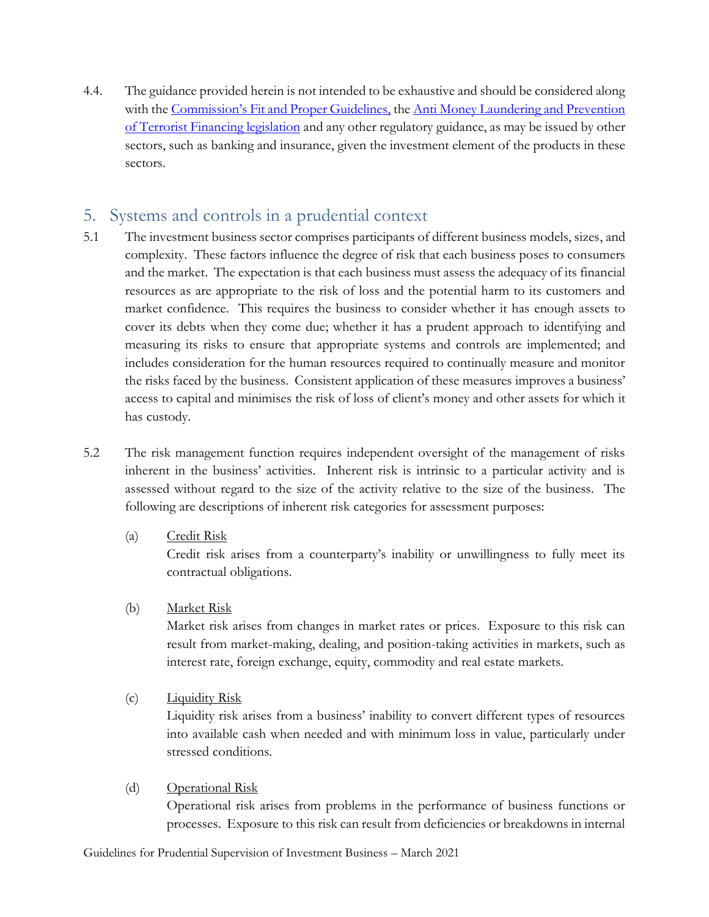4.4. The guidance provided herein is not intended to be exhaustive and should be considered along with the Commission's Fit and Proper Guidelines, the Anti Money Laundering and Prevention of Terrorist Financing legislation and any other regulatory guidance, as may be issued by other sectors, such as banking and insurance, given the investment element of the products in these sectors.

## 5. Systems and controls in a prudential context

5.1 The investment business sector comprises participants of different business models, sizes, and complexity. These factors influence the degree of risk that each business poses to consumers and the market. The expectation is that each business must assess the adequacy of its financial resources as are appropriate to the risk of loss and the potential harm to its customers and market confidence. This requires the business to consider whether it has enough assets to cover its debts when they come due; whether it has a prudent approach to identifying and measuring its risks to ensure that appropriate systems and controls are implemented; and includes consideration for the human resources required to continually measure and monitor the risks faced by the business. Consistent application of these measures improves a business' access to capital and minimises the risk of loss of client's money and other assets for which it has custody.

5.2 The risk management function requires independent oversight of the management of risks inherent in the business' activities. Inherent risk is intrinsic to a particular activity and is assessed without regard to the size of the activity relative to the size of the business. The following are descriptions of inherent risk categories for assessment purposes:

(a) Credit Risk
Credit risk arises from a counterparty's inability or unwillingness to fully meet its contractual obligations.

(b) Market Risk
Market risk arises from changes in market rates or prices. Exposure to this risk can result from market-making, dealing, and position-taking activities in markets, such as interest rate, foreign exchange, equity, commodity and real estate markets.

(c) Liquidity Risk
Liquidity risk arises from a business' inability to convert different types of resources into available cash when needed and with minimum loss in value, particularly under stressed conditions.

(d) Operational Risk
Operational risk arises from problems in the performance of business functions or processes. Exposure to this risk can result from deficiencies or breakdowns in internal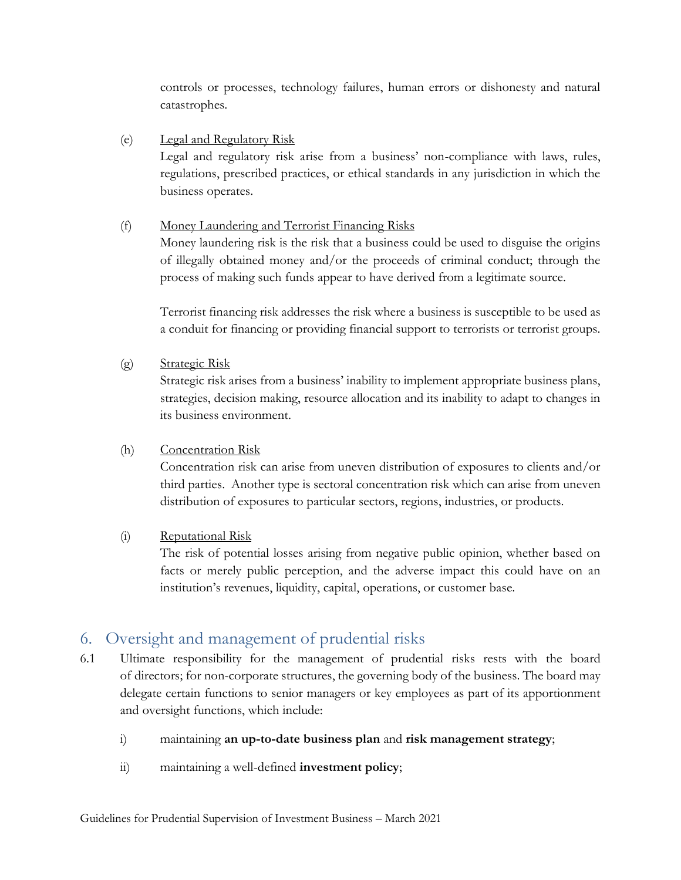controls or processes, technology failures, human errors or dishonesty and natural catastrophes.

(e) Legal and Regulatory Risk

Legal and regulatory risk arise from a business' non-compliance with laws, rules, regulations, prescribed practices, or ethical standards in any jurisdiction in which the business operates.

(f) Money Laundering and Terrorist Financing Risks

Money laundering risk is the risk that a business could be used to disguise the origins of illegally obtained money and/or the proceeds of criminal conduct; through the process of making such funds appear to have derived from a legitimate source.

Terrorist financing risk addresses the risk where a business is susceptible to be used as a conduit for financing or providing financial support to terrorists or terrorist groups.

(g) Strategic Risk

Strategic risk arises from a business' inability to implement appropriate business plans, strategies, decision making, resource allocation and its inability to adapt to changes in its business environment.

(h) Concentration Risk

Concentration risk can arise from uneven distribution of exposures to clients and/or third parties. Another type is sectoral concentration risk which can arise from uneven distribution of exposures to particular sectors, regions, industries, or products.

(i) Reputational Risk

The risk of potential losses arising from negative public opinion, whether based on facts or merely public perception, and the adverse impact this could have on an institution's revenues, liquidity, capital, operations, or customer base.

## 6. Oversight and management of prudential risks

6.1 Ultimate responsibility for the management of prudential risks rests with the board of directors; for non-corporate structures, the governing body of the business. The board may delegate certain functions to senior managers or key employees as part of its apportionment and oversight functions, which include:

i) maintaining **an up-to-date business plan** and **risk management strategy**;

ii) maintaining a well-defined **investment policy**;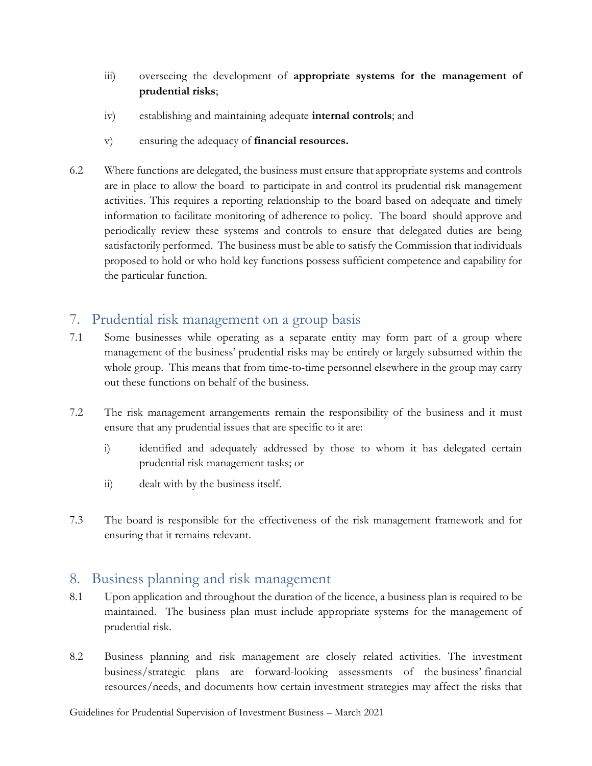iii) overseeing the development of **appropriate systems for the management of prudential risks**;

iv) establishing and maintaining adequate **internal controls**; and

v) ensuring the adequacy of **financial resources.**

6.2 Where functions are delegated, the business must ensure that appropriate systems and controls are in place to allow the board to participate in and control its prudential risk management activities. This requires a reporting relationship to the board based on adequate and timely information to facilitate monitoring of adherence to policy. The board should approve and periodically review these systems and controls to ensure that delegated duties are being satisfactorily performed. The business must be able to satisfy the Commission that individuals proposed to hold or who hold key functions possess sufficient competence and capability for the particular function.

## 7. Prudential risk management on a group basis

7.1 Some businesses while operating as a separate entity may form part of a group where management of the business' prudential risks may be entirely or largely subsumed within the whole group. This means that from time-to-time personnel elsewhere in the group may carry out these functions on behalf of the business.

7.2 The risk management arrangements remain the responsibility of the business and it must ensure that any prudential issues that are specific to it are:

i) identified and adequately addressed by those to whom it has delegated certain prudential risk management tasks; or

ii) dealt with by the business itself.

7.3 The board is responsible for the effectiveness of the risk management framework and for ensuring that it remains relevant.

## 8. Business planning and risk management

8.1 Upon application and throughout the duration of the licence, a business plan is required to be maintained. The business plan must include appropriate systems for the management of prudential risk.

8.2 Business planning and risk management are closely related activities. The investment business/strategic plans are forward-looking assessments of the business' financial resources/needs, and documents how certain investment strategies may affect the risks that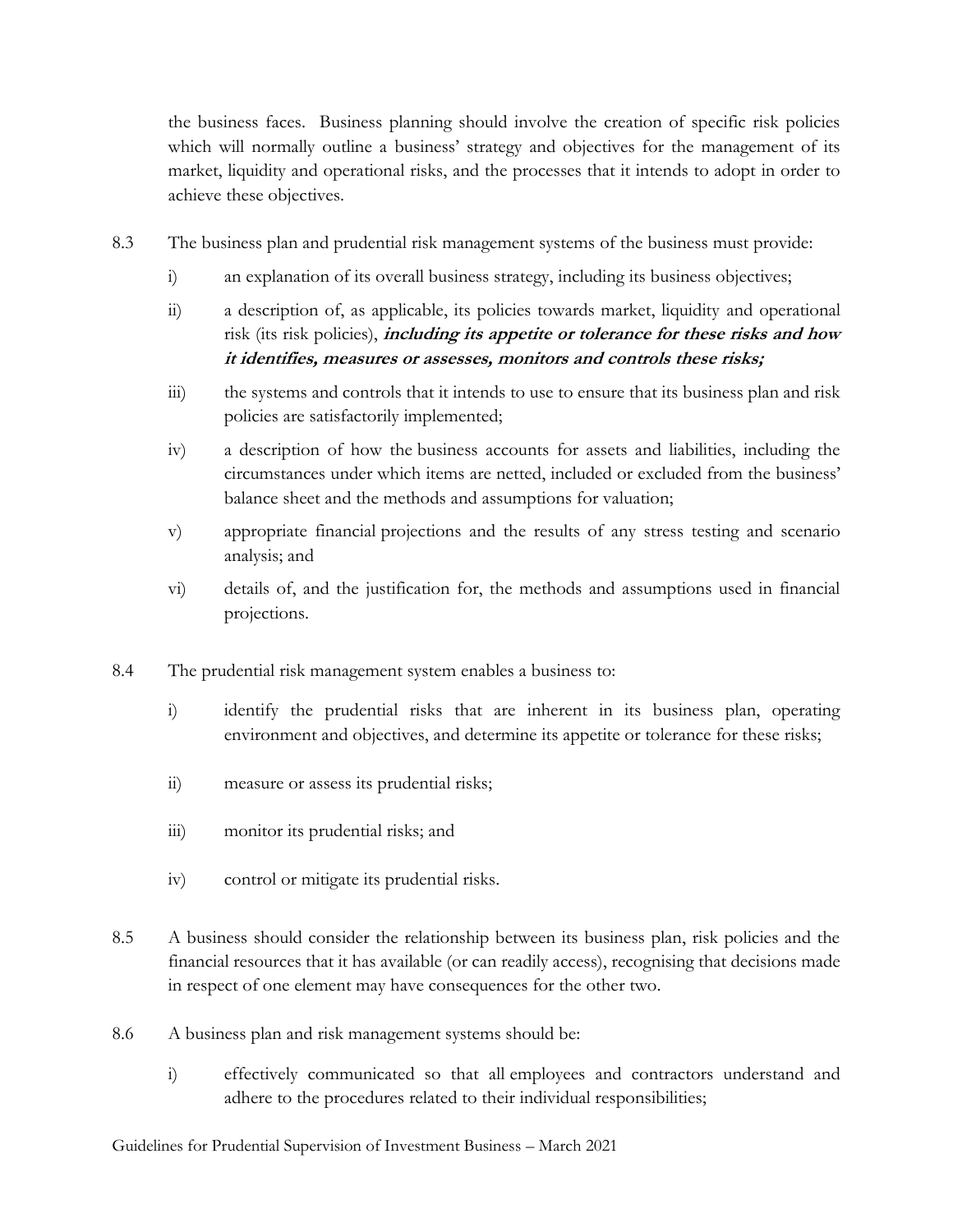the business faces. Business planning should involve the creation of specific risk policies which will normally outline a business' strategy and objectives for the management of its market, liquidity and operational risks, and the processes that it intends to adopt in order to achieve these objectives.

8.3 The business plan and prudential risk management systems of the business must provide:

i) an explanation of its overall business strategy, including its business objectives;

ii) a description of, as applicable, its policies towards market, liquidity and operational risk (its risk policies), ***including its appetite or tolerance for these risks and how it identifies, measures or assesses, monitors and controls these risks;***

iii) the systems and controls that it intends to use to ensure that its business plan and risk policies are satisfactorily implemented;

iv) a description of how the business accounts for assets and liabilities, including the circumstances under which items are netted, included or excluded from the business' balance sheet and the methods and assumptions for valuation;

v) appropriate financial projections and the results of any stress testing and scenario analysis; and

vi) details of, and the justification for, the methods and assumptions used in financial projections.

8.4 The prudential risk management system enables a business to:

i) identify the prudential risks that are inherent in its business plan, operating environment and objectives, and determine its appetite or tolerance for these risks;

ii) measure or assess its prudential risks;

iii) monitor its prudential risks; and

iv) control or mitigate its prudential risks.

8.5 A business should consider the relationship between its business plan, risk policies and the financial resources that it has available (or can readily access), recognising that decisions made in respect of one element may have consequences for the other two.

8.6 A business plan and risk management systems should be:

i) effectively communicated so that all employees and contractors understand and adhere to the procedures related to their individual responsibilities;

Guidelines for Prudential Supervision of Investment Business – March 2021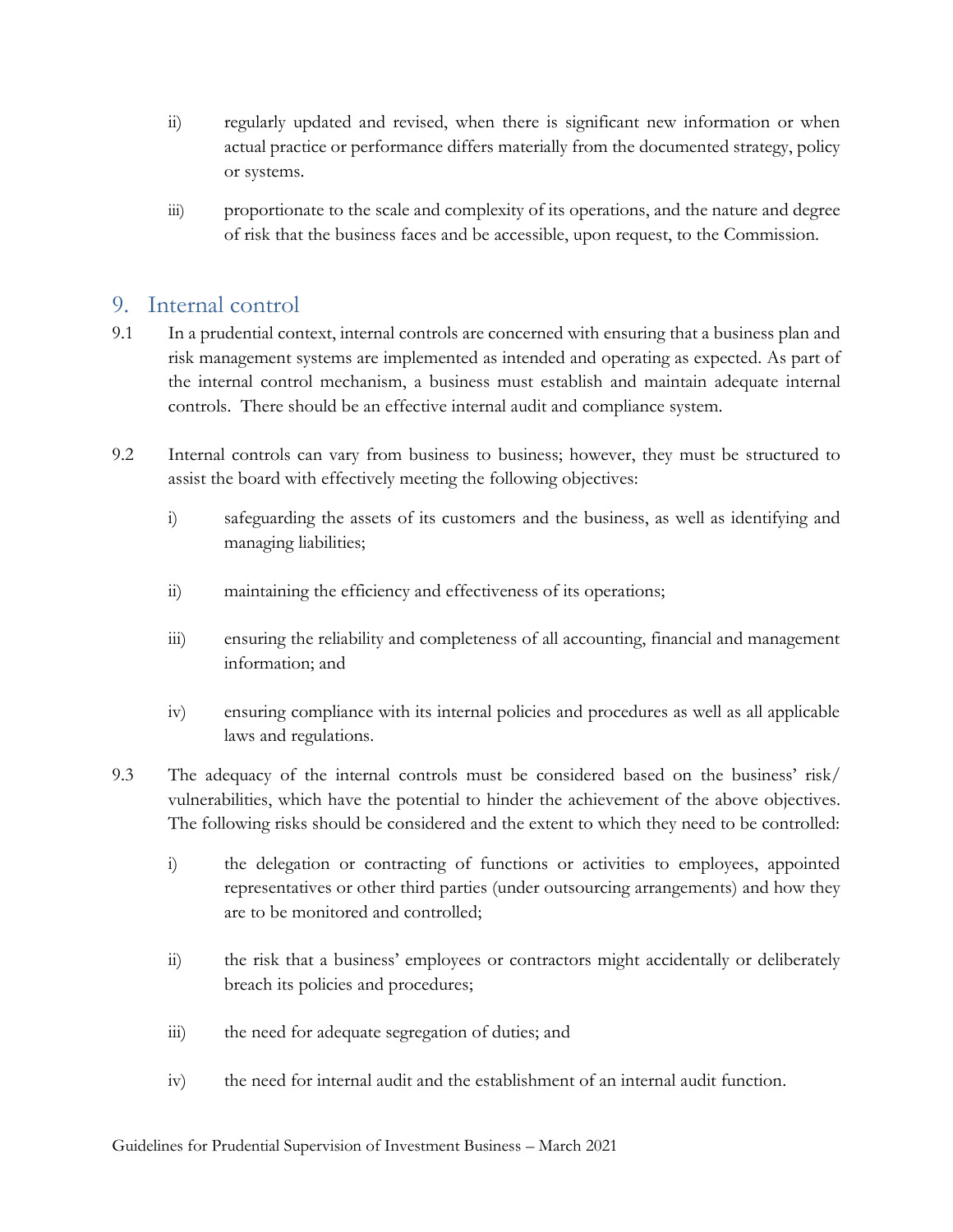ii) regularly updated and revised, when there is significant new information or when actual practice or performance differs materially from the documented strategy, policy or systems.

iii) proportionate to the scale and complexity of its operations, and the nature and degree of risk that the business faces and be accessible, upon request, to the Commission.

## 9. Internal control

9.1 In a prudential context, internal controls are concerned with ensuring that a business plan and risk management systems are implemented as intended and operating as expected. As part of the internal control mechanism, a business must establish and maintain adequate internal controls. There should be an effective internal audit and compliance system.

9.2 Internal controls can vary from business to business; however, they must be structured to assist the board with effectively meeting the following objectives:

i) safeguarding the assets of its customers and the business, as well as identifying and managing liabilities;

ii) maintaining the efficiency and effectiveness of its operations;

iii) ensuring the reliability and completeness of all accounting, financial and management information; and

iv) ensuring compliance with its internal policies and procedures as well as all applicable laws and regulations.

9.3 The adequacy of the internal controls must be considered based on the business' risk/ vulnerabilities, which have the potential to hinder the achievement of the above objectives. The following risks should be considered and the extent to which they need to be controlled:

i) the delegation or contracting of functions or activities to employees, appointed representatives or other third parties (under outsourcing arrangements) and how they are to be monitored and controlled;

ii) the risk that a business' employees or contractors might accidentally or deliberately breach its policies and procedures;

iii) the need for adequate segregation of duties; and

iv) the need for internal audit and the establishment of an internal audit function.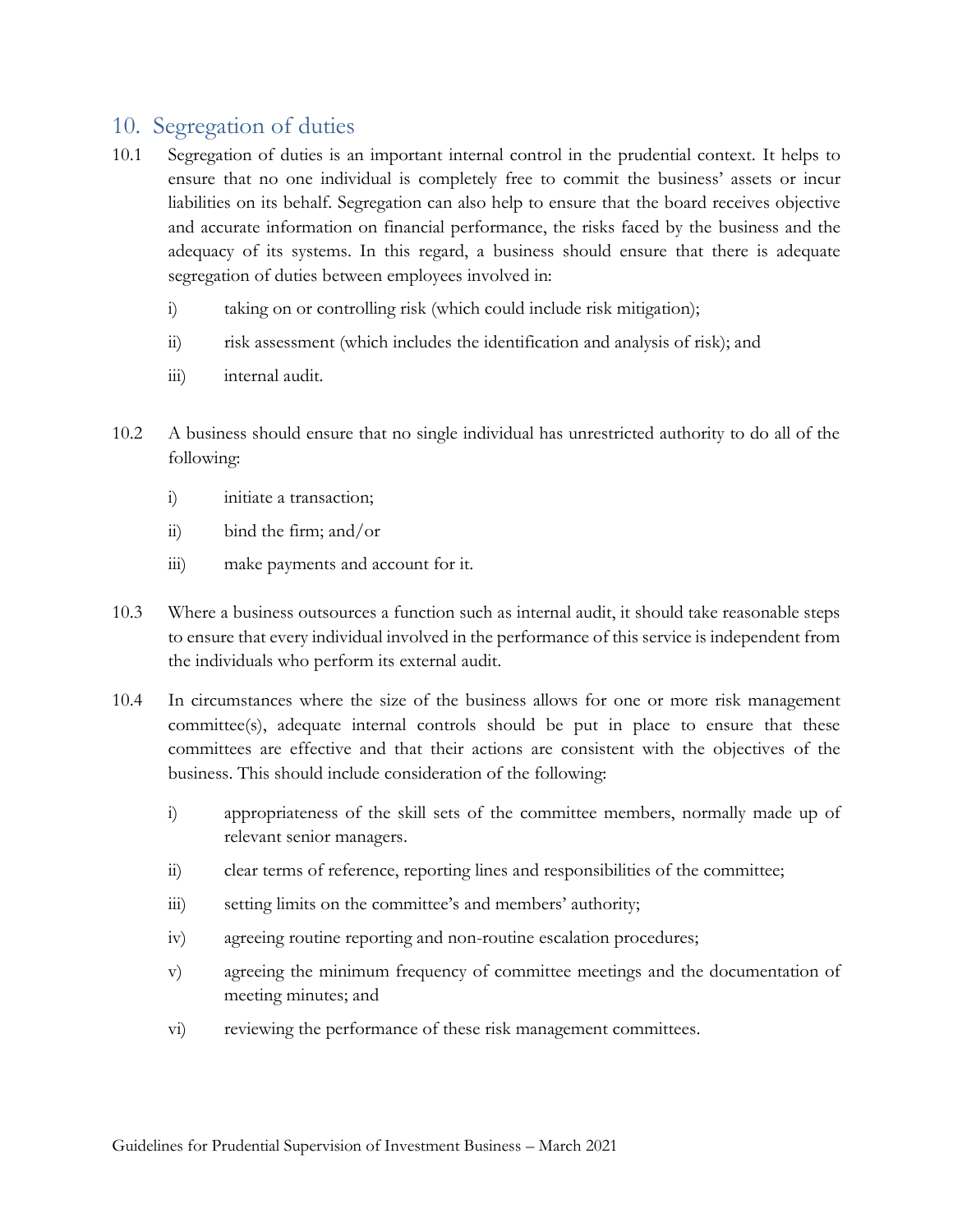## 10. Segregation of duties

10.1 Segregation of duties is an important internal control in the prudential context. It helps to ensure that no one individual is completely free to commit the business' assets or incur liabilities on its behalf. Segregation can also help to ensure that the board receives objective and accurate information on financial performance, the risks faced by the business and the adequacy of its systems. In this regard, a business should ensure that there is adequate segregation of duties between employees involved in:

i) taking on or controlling risk (which could include risk mitigation);

ii) risk assessment (which includes the identification and analysis of risk); and

iii) internal audit.

10.2 A business should ensure that no single individual has unrestricted authority to do all of the following:

i) initiate a transaction;

ii) bind the firm; and/or

iii) make payments and account for it.

10.3 Where a business outsources a function such as internal audit, it should take reasonable steps to ensure that every individual involved in the performance of this service is independent from the individuals who perform its external audit.

10.4 In circumstances where the size of the business allows for one or more risk management committee(s), adequate internal controls should be put in place to ensure that these committees are effective and that their actions are consistent with the objectives of the business. This should include consideration of the following:

i) appropriateness of the skill sets of the committee members, normally made up of relevant senior managers.

ii) clear terms of reference, reporting lines and responsibilities of the committee;

iii) setting limits on the committee's and members' authority;

iv) agreeing routine reporting and non-routine escalation procedures;

v) agreeing the minimum frequency of committee meetings and the documentation of meeting minutes; and

vi) reviewing the performance of these risk management committees.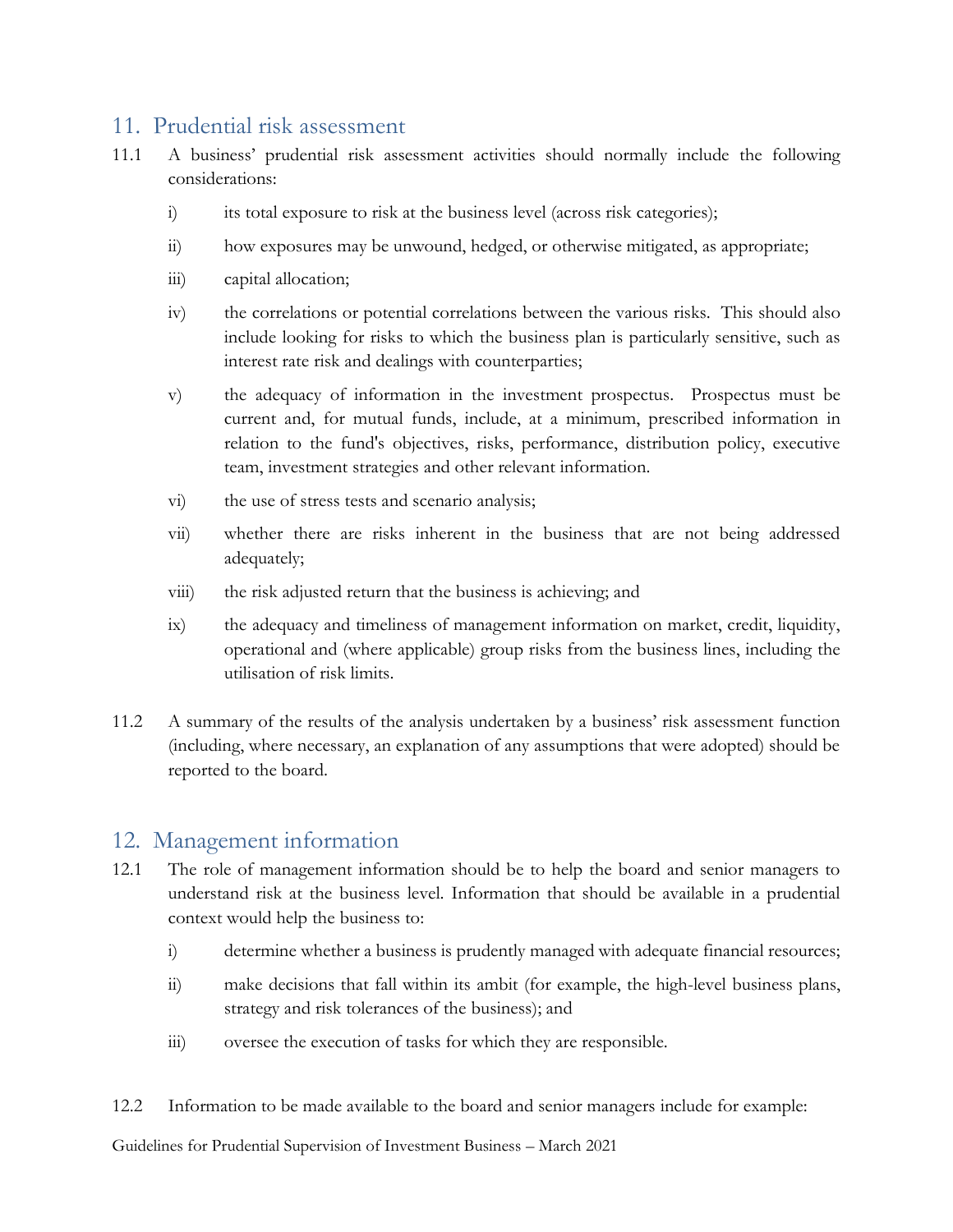## 11. Prudential risk assessment

11.1 A business' prudential risk assessment activities should normally include the following considerations:

i) its total exposure to risk at the business level (across risk categories);

ii) how exposures may be unwound, hedged, or otherwise mitigated, as appropriate;

iii) capital allocation;

iv) the correlations or potential correlations between the various risks. This should also include looking for risks to which the business plan is particularly sensitive, such as interest rate risk and dealings with counterparties;

v) the adequacy of information in the investment prospectus. Prospectus must be current and, for mutual funds, include, at a minimum, prescribed information in relation to the fund's objectives, risks, performance, distribution policy, executive team, investment strategies and other relevant information.

vi) the use of stress tests and scenario analysis;

vii) whether there are risks inherent in the business that are not being addressed adequately;

viii) the risk adjusted return that the business is achieving; and

ix) the adequacy and timeliness of management information on market, credit, liquidity, operational and (where applicable) group risks from the business lines, including the utilisation of risk limits.

11.2 A summary of the results of the analysis undertaken by a business' risk assessment function (including, where necessary, an explanation of any assumptions that were adopted) should be reported to the board.

## 12. Management information

12.1 The role of management information should be to help the board and senior managers to understand risk at the business level. Information that should be available in a prudential context would help the business to:

i) determine whether a business is prudently managed with adequate financial resources;

ii) make decisions that fall within its ambit (for example, the high-level business plans, strategy and risk tolerances of the business); and

iii) oversee the execution of tasks for which they are responsible.

12.2 Information to be made available to the board and senior managers include for example: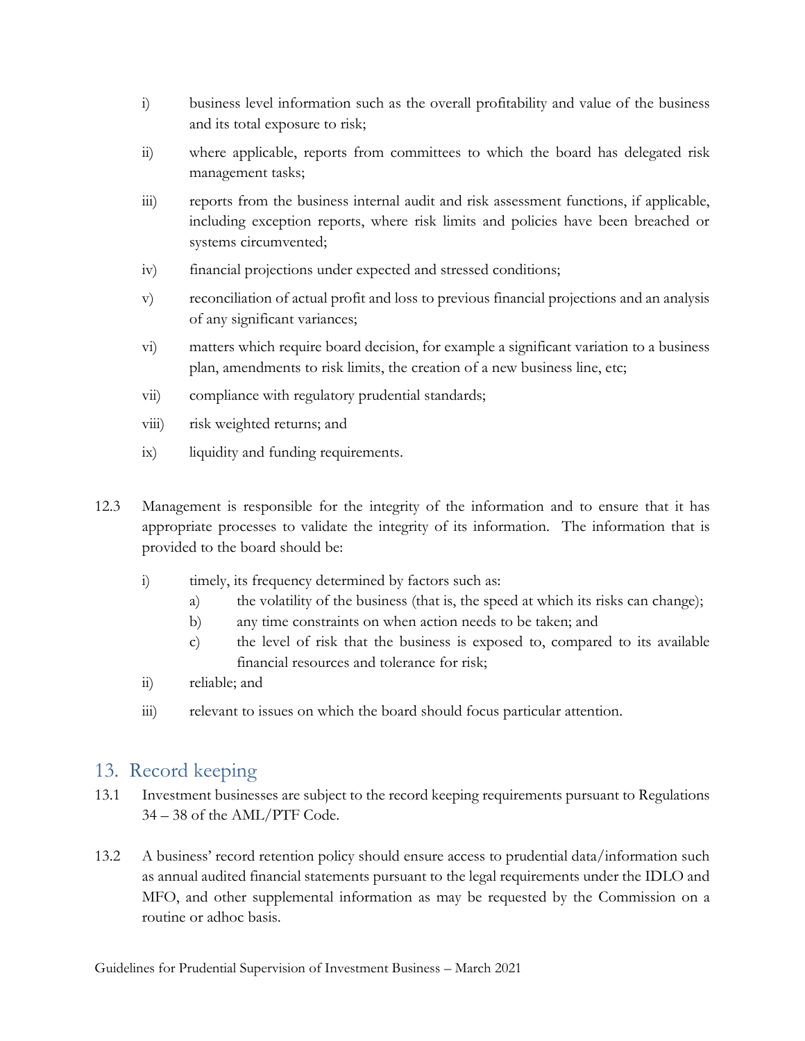i) business level information such as the overall profitability and value of the business and its total exposure to risk;

ii) where applicable, reports from committees to which the board has delegated risk management tasks;

iii) reports from the business internal audit and risk assessment functions, if applicable, including exception reports, where risk limits and policies have been breached or systems circumvented;

iv) financial projections under expected and stressed conditions;

v) reconciliation of actual profit and loss to previous financial projections and an analysis of any significant variances;

vi) matters which require board decision, for example a significant variation to a business plan, amendments to risk limits, the creation of a new business line, etc;

vii) compliance with regulatory prudential standards;

viii) risk weighted returns; and

ix) liquidity and funding requirements.

12.3 Management is responsible for the integrity of the information and to ensure that it has appropriate processes to validate the integrity of its information. The information that is provided to the board should be:

i) timely, its frequency determined by factors such as:
   a) the volatility of the business (that is, the speed at which its risks can change);
   b) any time constraints on when action needs to be taken; and
   c) the level of risk that the business is exposed to, compared to its available financial resources and tolerance for risk;

ii) reliable; and

iii) relevant to issues on which the board should focus particular attention.

## 13. Record keeping

13.1 Investment businesses are subject to the record keeping requirements pursuant to Regulations 34 – 38 of the AML/PTF Code.

13.2 A business' record retention policy should ensure access to prudential data/information such as annual audited financial statements pursuant to the legal requirements under the IDLO and MFO, and other supplemental information as may be requested by the Commission on a routine or adhoc basis.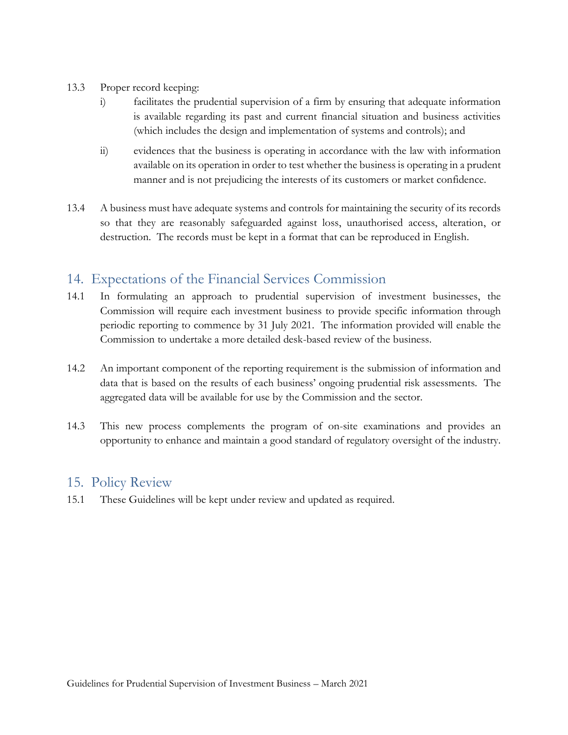13.3 Proper record keeping:

i) facilitates the prudential supervision of a firm by ensuring that adequate information is available regarding its past and current financial situation and business activities (which includes the design and implementation of systems and controls); and

ii) evidences that the business is operating in accordance with the law with information available on its operation in order to test whether the business is operating in a prudent manner and is not prejudicing the interests of its customers or market confidence.

13.4 A business must have adequate systems and controls for maintaining the security of its records so that they are reasonably safeguarded against loss, unauthorised access, alteration, or destruction. The records must be kept in a format that can be reproduced in English.

## 14. Expectations of the Financial Services Commission

14.1 In formulating an approach to prudential supervision of investment businesses, the Commission will require each investment business to provide specific information through periodic reporting to commence by 31 July 2021. The information provided will enable the Commission to undertake a more detailed desk-based review of the business.

14.2 An important component of the reporting requirement is the submission of information and data that is based on the results of each business' ongoing prudential risk assessments. The aggregated data will be available for use by the Commission and the sector.

14.3 This new process complements the program of on-site examinations and provides an opportunity to enhance and maintain a good standard of regulatory oversight of the industry.

## 15. Policy Review

15.1 These Guidelines will be kept under review and updated as required.